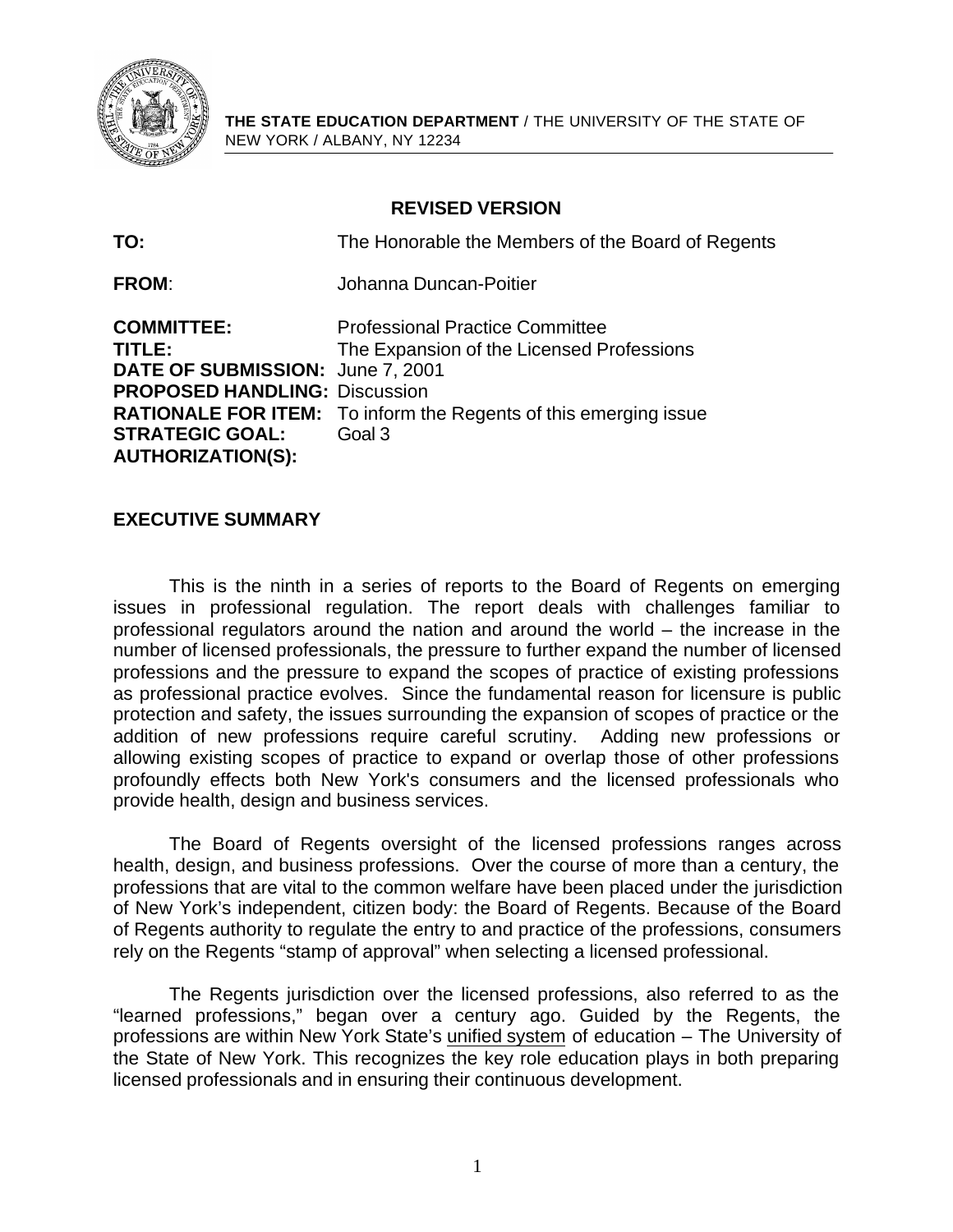**THE STATE EDUCATION DEPARTMENT** / THE UNIVERSITY OF THE STATE OF NEW YORK / ALBANY, NY 12234

## REVISED VERSION

**TO:** The Honorable the Members of the Board of Regents

**FROM**: Johanna Duncan-Poitier

**COMMITTEE:** Professional Practice Committee
**TITLE:** The Expansion of the Licensed Professions
**DATE OF SUBMISSION:** June 7, 2001
**PROPOSED HANDLING:** Discussion
**RATIONALE FOR ITEM:** To inform the Regents of this emerging issue
**STRATEGIC GOAL:** Goal 3
**AUTHORIZATION(S):**

## EXECUTIVE SUMMARY

This is the ninth in a series of reports to the Board of Regents on emerging issues in professional regulation. The report deals with challenges familiar to professional regulators around the nation and around the world – the increase in the number of licensed professionals, the pressure to further expand the number of licensed professions and the pressure to expand the scopes of practice of existing professions as professional practice evolves. Since the fundamental reason for licensure is public protection and safety, the issues surrounding the expansion of scopes of practice or the addition of new professions require careful scrutiny. Adding new professions or allowing existing scopes of practice to expand or overlap those of other professions profoundly effects both New York's consumers and the licensed professionals who provide health, design and business services.

The Board of Regents oversight of the licensed professions ranges across health, design, and business professions. Over the course of more than a century, the professions that are vital to the common welfare have been placed under the jurisdiction of New York's independent, citizen body: the Board of Regents. Because of the Board of Regents authority to regulate the entry to and practice of the professions, consumers rely on the Regents "stamp of approval" when selecting a licensed professional.

The Regents jurisdiction over the licensed professions, also referred to as the "learned professions," began over a century ago. Guided by the Regents, the professions are within New York State's unified system of education – The University of the State of New York. This recognizes the key role education plays in both preparing licensed professionals and in ensuring their continuous development.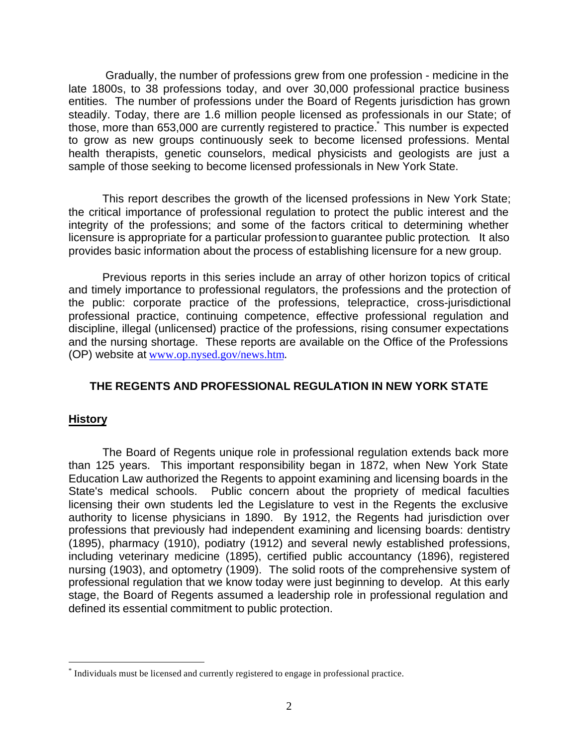Gradually, the number of professions grew from one profession - medicine in the late 1800s, to 38 professions today, and over 30,000 professional practice business entities. The number of professions under the Board of Regents jurisdiction has grown steadily. Today, there are 1.6 million people licensed as professionals in our State; of those, more than 653,000 are currently registered to practice.* This number is expected to grow as new groups continuously seek to become licensed professions. Mental health therapists, genetic counselors, medical physicists and geologists are just a sample of those seeking to become licensed professionals in New York State.

This report describes the growth of the licensed professions in New York State; the critical importance of professional regulation to protect the public interest and the integrity of the professions; and some of the factors critical to determining whether licensure is appropriate for a particular profession to guarantee public protection. It also provides basic information about the process of establishing licensure for a new group.

Previous reports in this series include an array of other horizon topics of critical and timely importance to professional regulators, the professions and the protection of the public: corporate practice of the professions, telepractice, cross-jurisdictional professional practice, continuing competence, effective professional regulation and discipline, illegal (unlicensed) practice of the professions, rising consumer expectations and the nursing shortage. These reports are available on the Office of the Professions (OP) website at www.op.nysed.gov/news.htm.

## THE REGENTS AND PROFESSIONAL REGULATION IN NEW YORK STATE

### History

The Board of Regents unique role in professional regulation extends back more than 125 years. This important responsibility began in 1872, when New York State Education Law authorized the Regents to appoint examining and licensing boards in the State's medical schools. Public concern about the propriety of medical faculties licensing their own students led the Legislature to vest in the Regents the exclusive authority to license physicians in 1890. By 1912, the Regents had jurisdiction over professions that previously had independent examining and licensing boards: dentistry (1895), pharmacy (1910), podiatry (1912) and several newly established professions, including veterinary medicine (1895), certified public accountancy (1896), registered nursing (1903), and optometry (1909). The solid roots of the comprehensive system of professional regulation that we know today were just beginning to develop. At this early stage, the Board of Regents assumed a leadership role in professional regulation and defined its essential commitment to public protection.

---

* Individuals must be licensed and currently registered to engage in professional practice.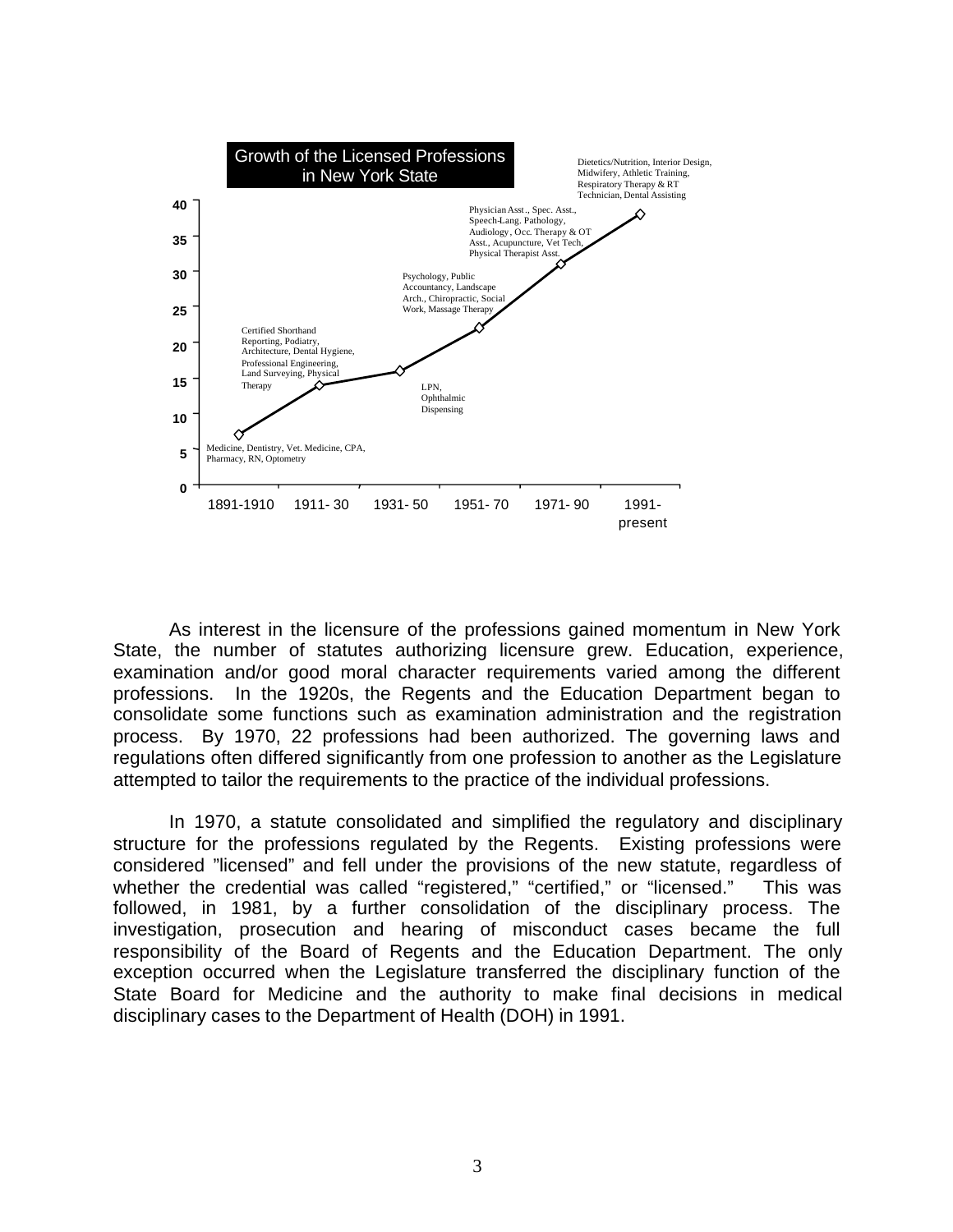**Growth of the Licensed Professions in New York State**

| Period | Approx. cumulative number of professions | Professions added |
|---|---|---|
| 1891-1910 | 7 | Medicine, Dentistry, Vet. Medicine, CPA, Pharmacy, RN, Optometry |
| 1911- 30 | 14 | Certified Shorthand Reporting, Podiatry, Architecture, Dental Hygiene, Professional Engineering, Land Surveying, Physical Therapy |
| 1931- 50 | 16 | LPN, Ophthalmic Dispensing |
| 1951- 70 | 22 | Psychology, Public Accountancy, Landscape Arch., Chiropractic, Social Work, Massage Therapy |
| 1971- 90 | 31 | Physician Asst., Spec. Asst., Speech-Lang. Pathology, Audiology, Occ. Therapy & OT Asst., Acupuncture, Vet Tech, Physical Therapist Asst. |
| 1991-present | 38 | Dietetics/Nutrition, Interior Design, Midwifery, Athletic Training, Respiratory Therapy & RT Technician, Dental Assisting |

As interest in the licensure of the professions gained momentum in New York State, the number of statutes authorizing licensure grew. Education, experience, examination and/or good moral character requirements varied among the different professions. In the 1920s, the Regents and the Education Department began to consolidate some functions such as examination administration and the registration process. By 1970, 22 professions had been authorized. The governing laws and regulations often differed significantly from one profession to another as the Legislature attempted to tailor the requirements to the practice of the individual professions.

In 1970, a statute consolidated and simplified the regulatory and disciplinary structure for the professions regulated by the Regents. Existing professions were considered "licensed" and fell under the provisions of the new statute, regardless of whether the credential was called "registered," "certified," or "licensed." This was followed, in 1981, by a further consolidation of the disciplinary process. The investigation, prosecution and hearing of misconduct cases became the full responsibility of the Board of Regents and the Education Department. The only exception occurred when the Legislature transferred the disciplinary function of the State Board for Medicine and the authority to make final decisions in medical disciplinary cases to the Department of Health (DOH) in 1991.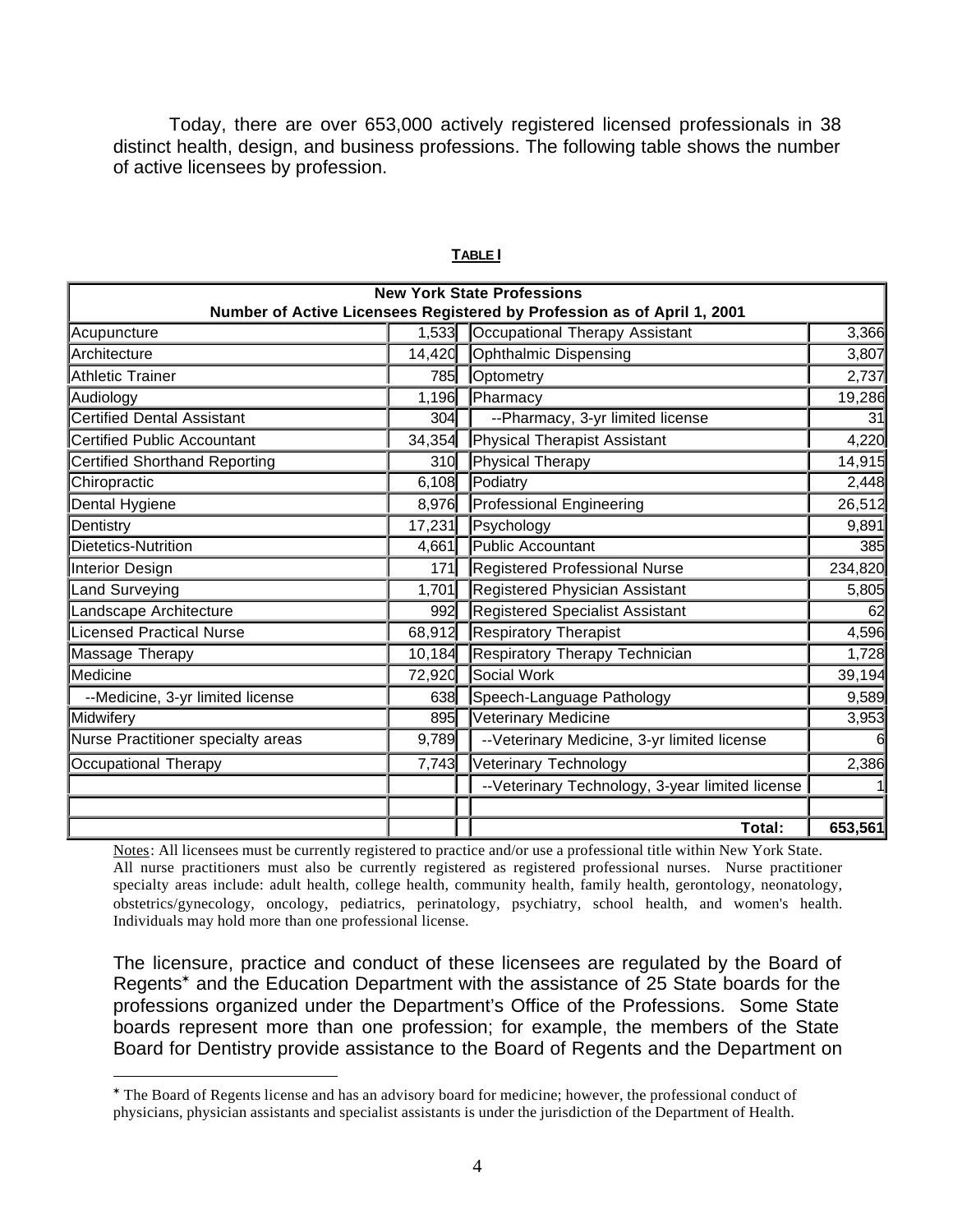Today, there are over 653,000 actively registered licensed professionals in 38 distinct health, design, and business professions. The following table shows the number of active licensees by profession.

**TABLE I**

| New York State Professions<br>Number of Active Licensees Registered by Profession as of April 1, 2001 | | | |
|---|---|---|---|
| Acupuncture | 1,533 | Occupational Therapy Assistant | 3,366 |
| Architecture | 14,420 | Ophthalmic Dispensing | 3,807 |
| Athletic Trainer | 785 | Optometry | 2,737 |
| Audiology | 1,196 | Pharmacy | 19,286 |
| Certified Dental Assistant | 304 | --Pharmacy, 3-yr limited license | 31 |
| Certified Public Accountant | 34,354 | Physical Therapist Assistant | 4,220 |
| Certified Shorthand Reporting | 310 | Physical Therapy | 14,915 |
| Chiropractic | 6,108 | Podiatry | 2,448 |
| Dental Hygiene | 8,976 | Professional Engineering | 26,512 |
| Dentistry | 17,231 | Psychology | 9,891 |
| Dietetics-Nutrition | 4,661 | Public Accountant | 385 |
| Interior Design | 171 | Registered Professional Nurse | 234,820 |
| Land Surveying | 1,701 | Registered Physician Assistant | 5,805 |
| Landscape Architecture | 992 | Registered Specialist Assistant | 62 |
| Licensed Practical Nurse | 68,912 | Respiratory Therapist | 4,596 |
| Massage Therapy | 10,184 | Respiratory Therapy Technician | 1,728 |
| Medicine | 72,920 | Social Work | 39,194 |
| --Medicine, 3-yr limited license | 638 | Speech-Language Pathology | 9,589 |
| Midwifery | 895 | Veterinary Medicine | 3,953 |
| Nurse Practitioner specialty areas | 9,789 | --Veterinary Medicine, 3-yr limited license | 6 |
| Occupational Therapy | 7,743 | Veterinary Technology | 2,386 |
| | | --Veterinary Technology, 3-year limited license | 1 |
| | | | |
| | | **Total:** | **653,561** |

Notes: All licensees must be currently registered to practice and/or use a professional title within New York State. All nurse practitioners must also be currently registered as registered professional nurses. Nurse practitioner specialty areas include: adult health, college health, community health, family health, gerontology, neonatology, obstetrics/gynecology, oncology, pediatrics, perinatology, psychiatry, school health, and women's health. Individuals may hold more than one professional license.

The licensure, practice and conduct of these licensees are regulated by the Board of Regents* and the Education Department with the assistance of 25 State boards for the professions organized under the Department's Office of the Professions. Some State boards represent more than one profession; for example, the members of the State Board for Dentistry provide assistance to the Board of Regents and the Department on

* The Board of Regents license and has an advisory board for medicine; however, the professional conduct of physicians, physician assistants and specialist assistants is under the jurisdiction of the Department of Health.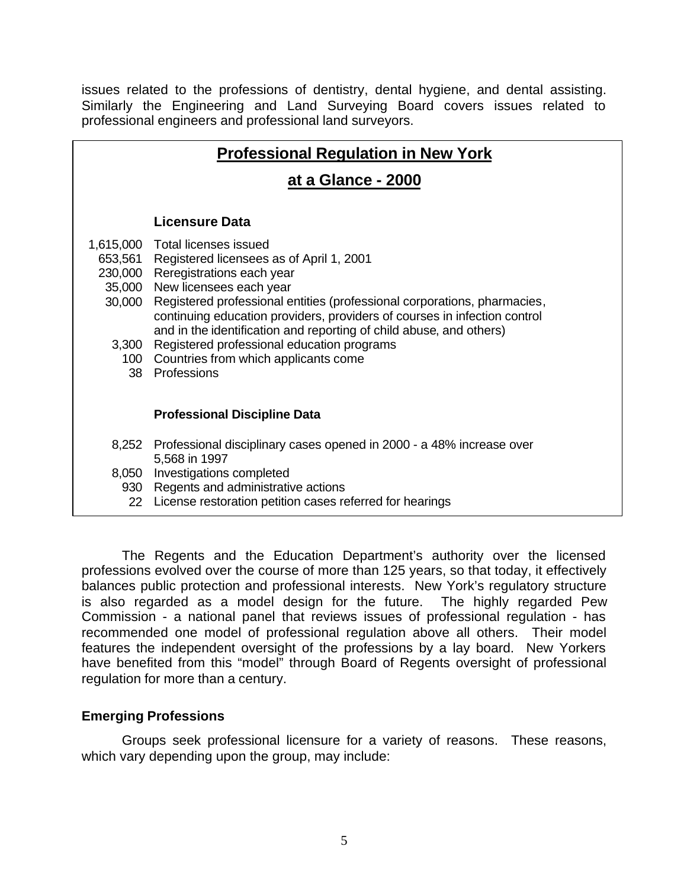issues related to the professions of dentistry, dental hygiene, and dental assisting. Similarly the Engineering and Land Surveying Board covers issues related to professional engineers and professional land surveyors.

## Professional Regulation in New York at a Glance - 2000

**Licensure Data**

| | |
|---|---|
| 1,615,000 | Total licenses issued |
| 653,561 | Registered licensees as of April 1, 2001 |
| 230,000 | Reregistrations each year |
| 35,000 | New licensees each year |
| 30,000 | Registered professional entities (professional corporations, pharmacies, continuing education providers, providers of courses in infection control and in the identification and reporting of child abuse, and others) |
| 3,300 | Registered professional education programs |
| 100 | Countries from which applicants come |
| 38 | Professions |

**Professional Discipline Data**

| | |
|---|---|
| 8,252 | Professional disciplinary cases opened in 2000 - a 48% increase over 5,568 in 1997 |
| 8,050 | Investigations completed |
| 930 | Regents and administrative actions |
| 22 | License restoration petition cases referred for hearings |

The Regents and the Education Department's authority over the licensed professions evolved over the course of more than 125 years, so that today, it effectively balances public protection and professional interests. New York's regulatory structure is also regarded as a model design for the future. The highly regarded Pew Commission - a national panel that reviews issues of professional regulation - has recommended one model of professional regulation above all others. Their model features the independent oversight of the professions by a lay board. New Yorkers have benefited from this "model" through Board of Regents oversight of professional regulation for more than a century.

### Emerging Professions

Groups seek professional licensure for a variety of reasons. These reasons, which vary depending upon the group, may include: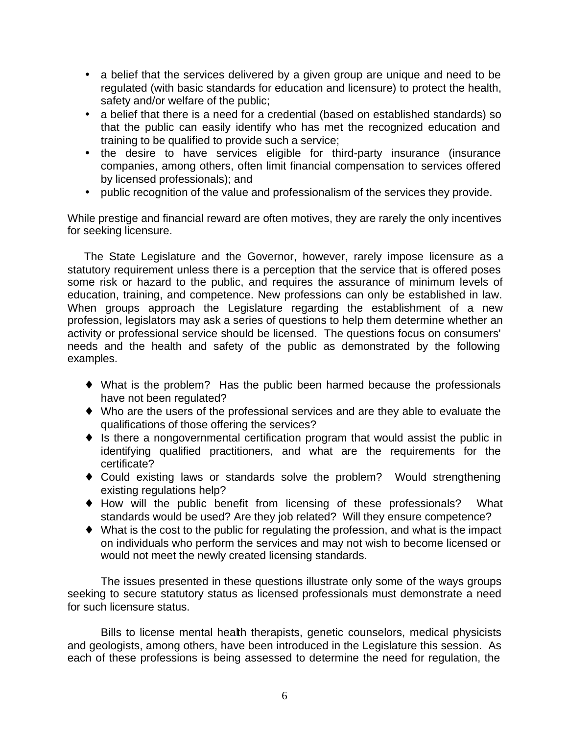- a belief that the services delivered by a given group are unique and need to be regulated (with basic standards for education and licensure) to protect the health, safety and/or welfare of the public;
- a belief that there is a need for a credential (based on established standards) so that the public can easily identify who has met the recognized education and training to be qualified to provide such a service;
- the desire to have services eligible for third-party insurance (insurance companies, among others, often limit financial compensation to services offered by licensed professionals); and
- public recognition of the value and professionalism of the services they provide.

While prestige and financial reward are often motives, they are rarely the only incentives for seeking licensure.

The State Legislature and the Governor, however, rarely impose licensure as a statutory requirement unless there is a perception that the service that is offered poses some risk or hazard to the public, and requires the assurance of minimum levels of education, training, and competence. New professions can only be established in law. When groups approach the Legislature regarding the establishment of a new profession, legislators may ask a series of questions to help them determine whether an activity or professional service should be licensed. The questions focus on consumers' needs and the health and safety of the public as demonstrated by the following examples.

- What is the problem? Has the public been harmed because the professionals have not been regulated?
- Who are the users of the professional services and are they able to evaluate the qualifications of those offering the services?
- Is there a nongovernmental certification program that would assist the public in identifying qualified practitioners, and what are the requirements for the certificate?
- Could existing laws or standards solve the problem? Would strengthening existing regulations help?
- How will the public benefit from licensing of these professionals? What standards would be used? Are they job related? Will they ensure competence?
- What is the cost to the public for regulating the profession, and what is the impact on individuals who perform the services and may not wish to become licensed or would not meet the newly created licensing standards.

The issues presented in these questions illustrate only some of the ways groups seeking to secure statutory status as licensed professionals must demonstrate a need for such licensure status.

Bills to license mental health therapists, genetic counselors, medical physicists and geologists, among others, have been introduced in the Legislature this session. As each of these professions is being assessed to determine the need for regulation, the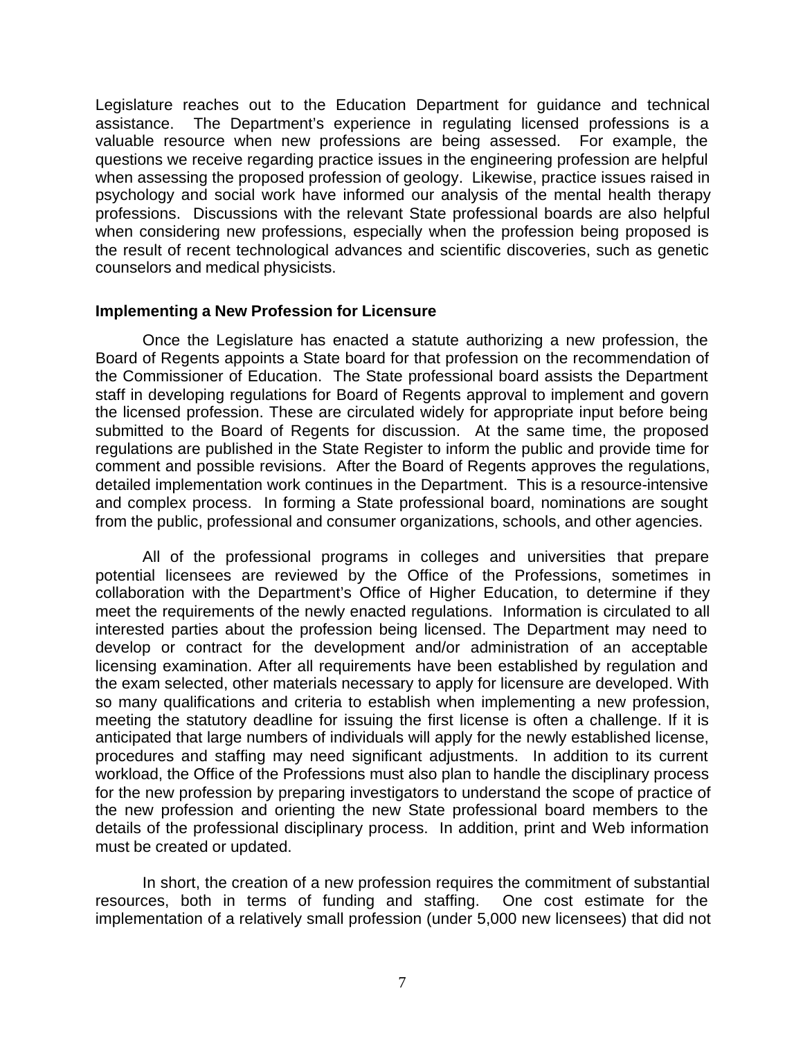Legislature reaches out to the Education Department for guidance and technical assistance. The Department's experience in regulating licensed professions is a valuable resource when new professions are being assessed. For example, the questions we receive regarding practice issues in the engineering profession are helpful when assessing the proposed profession of geology. Likewise, practice issues raised in psychology and social work have informed our analysis of the mental health therapy professions. Discussions with the relevant State professional boards are also helpful when considering new professions, especially when the profession being proposed is the result of recent technological advances and scientific discoveries, such as genetic counselors and medical physicists.

**Implementing a New Profession for Licensure**

Once the Legislature has enacted a statute authorizing a new profession, the Board of Regents appoints a State board for that profession on the recommendation of the Commissioner of Education. The State professional board assists the Department staff in developing regulations for Board of Regents approval to implement and govern the licensed profession. These are circulated widely for appropriate input before being submitted to the Board of Regents for discussion. At the same time, the proposed regulations are published in the State Register to inform the public and provide time for comment and possible revisions. After the Board of Regents approves the regulations, detailed implementation work continues in the Department. This is a resource-intensive and complex process. In forming a State professional board, nominations are sought from the public, professional and consumer organizations, schools, and other agencies.

All of the professional programs in colleges and universities that prepare potential licensees are reviewed by the Office of the Professions, sometimes in collaboration with the Department's Office of Higher Education, to determine if they meet the requirements of the newly enacted regulations. Information is circulated to all interested parties about the profession being licensed. The Department may need to develop or contract for the development and/or administration of an acceptable licensing examination. After all requirements have been established by regulation and the exam selected, other materials necessary to apply for licensure are developed. With so many qualifications and criteria to establish when implementing a new profession, meeting the statutory deadline for issuing the first license is often a challenge. If it is anticipated that large numbers of individuals will apply for the newly established license, procedures and staffing may need significant adjustments. In addition to its current workload, the Office of the Professions must also plan to handle the disciplinary process for the new profession by preparing investigators to understand the scope of practice of the new profession and orienting the new State professional board members to the details of the professional disciplinary process. In addition, print and Web information must be created or updated.

In short, the creation of a new profession requires the commitment of substantial resources, both in terms of funding and staffing. One cost estimate for the implementation of a relatively small profession (under 5,000 new licensees) that did not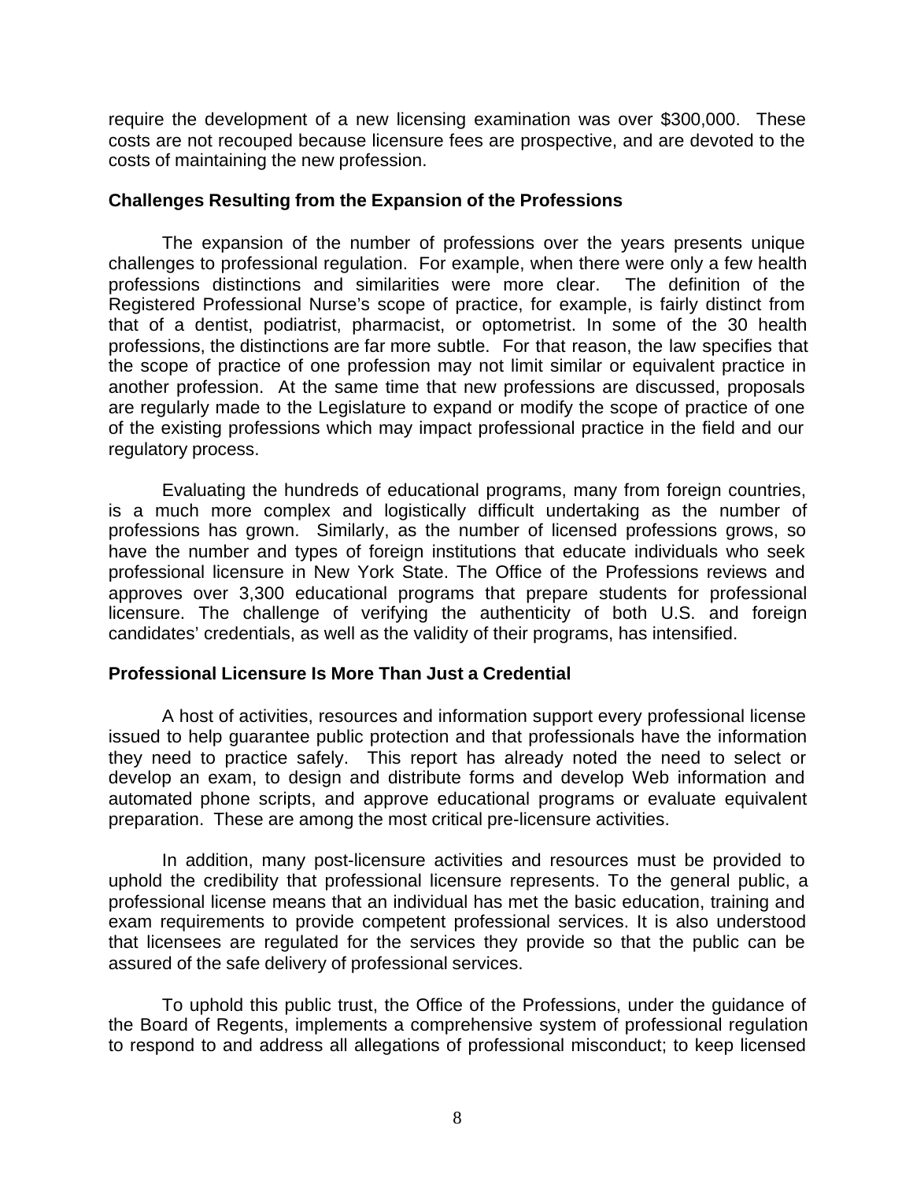require the development of a new licensing examination was over $300,000. These costs are not recouped because licensure fees are prospective, and are devoted to the costs of maintaining the new profession.

**Challenges Resulting from the Expansion of the Professions**

The expansion of the number of professions over the years presents unique challenges to professional regulation. For example, when there were only a few health professions distinctions and similarities were more clear. The definition of the Registered Professional Nurse's scope of practice, for example, is fairly distinct from that of a dentist, podiatrist, pharmacist, or optometrist. In some of the 30 health professions, the distinctions are far more subtle. For that reason, the law specifies that the scope of practice of one profession may not limit similar or equivalent practice in another profession. At the same time that new professions are discussed, proposals are regularly made to the Legislature to expand or modify the scope of practice of one of the existing professions which may impact professional practice in the field and our regulatory process.

Evaluating the hundreds of educational programs, many from foreign countries, is a much more complex and logistically difficult undertaking as the number of professions has grown. Similarly, as the number of licensed professions grows, so have the number and types of foreign institutions that educate individuals who seek professional licensure in New York State. The Office of the Professions reviews and approves over 3,300 educational programs that prepare students for professional licensure. The challenge of verifying the authenticity of both U.S. and foreign candidates' credentials, as well as the validity of their programs, has intensified.

**Professional Licensure Is More Than Just a Credential**

A host of activities, resources and information support every professional license issued to help guarantee public protection and that professionals have the information they need to practice safely. This report has already noted the need to select or develop an exam, to design and distribute forms and develop Web information and automated phone scripts, and approve educational programs or evaluate equivalent preparation. These are among the most critical pre-licensure activities.

In addition, many post-licensure activities and resources must be provided to uphold the credibility that professional licensure represents. To the general public, a professional license means that an individual has met the basic education, training and exam requirements to provide competent professional services. It is also understood that licensees are regulated for the services they provide so that the public can be assured of the safe delivery of professional services.

To uphold this public trust, the Office of the Professions, under the guidance of the Board of Regents, implements a comprehensive system of professional regulation to respond to and address all allegations of professional misconduct; to keep licensed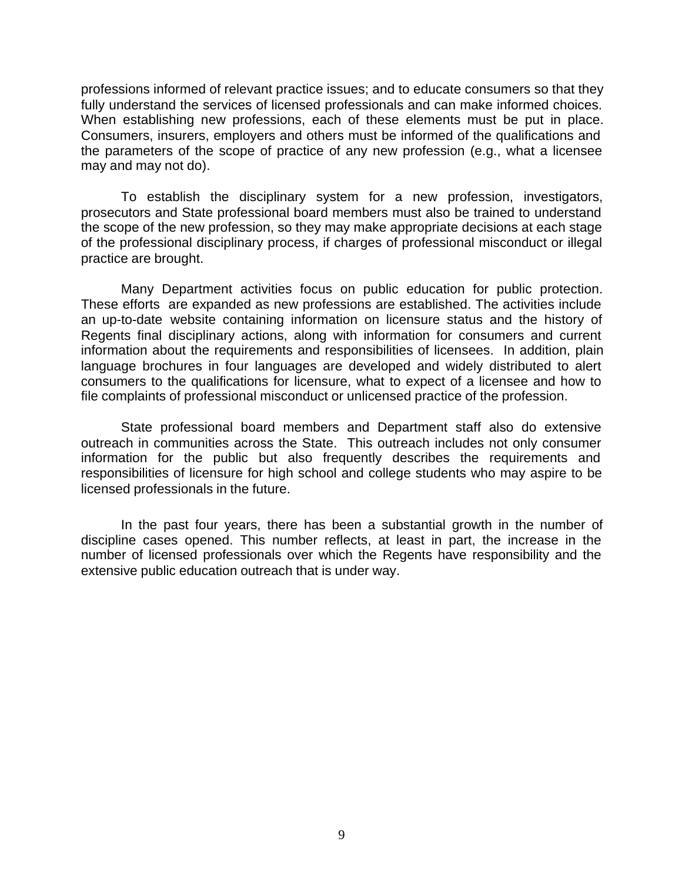professions informed of relevant practice issues; and to educate consumers so that they fully understand the services of licensed professionals and can make informed choices. When establishing new professions, each of these elements must be put in place. Consumers, insurers, employers and others must be informed of the qualifications and the parameters of the scope of practice of any new profession (e.g., what a licensee may and may not do).

To establish the disciplinary system for a new profession, investigators, prosecutors and State professional board members must also be trained to understand the scope of the new profession, so they may make appropriate decisions at each stage of the professional disciplinary process, if charges of professional misconduct or illegal practice are brought.

Many Department activities focus on public education for public protection. These efforts are expanded as new professions are established. The activities include an up-to-date website containing information on licensure status and the history of Regents final disciplinary actions, along with information for consumers and current information about the requirements and responsibilities of licensees. In addition, plain language brochures in four languages are developed and widely distributed to alert consumers to the qualifications for licensure, what to expect of a licensee and how to file complaints of professional misconduct or unlicensed practice of the profession.

State professional board members and Department staff also do extensive outreach in communities across the State. This outreach includes not only consumer information for the public but also frequently describes the requirements and responsibilities of licensure for high school and college students who may aspire to be licensed professionals in the future.

In the past four years, there has been a substantial growth in the number of discipline cases opened. This number reflects, at least in part, the increase in the number of licensed professionals over which the Regents have responsibility and the extensive public education outreach that is under way.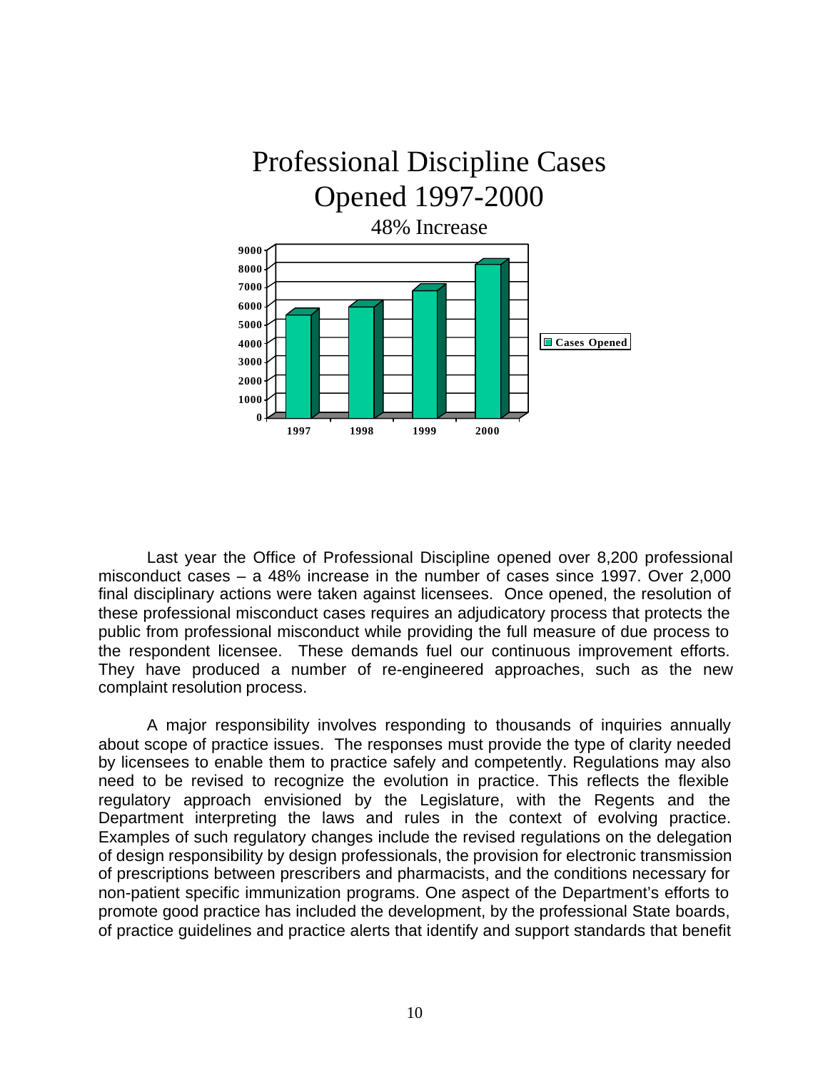## Professional Discipline Cases Opened 1997-2000

48% Increase

Last year the Office of Professional Discipline opened over 8,200 professional misconduct cases – a 48% increase in the number of cases since 1997. Over 2,000 final disciplinary actions were taken against licensees. Once opened, the resolution of these professional misconduct cases requires an adjudicatory process that protects the public from professional misconduct while providing the full measure of due process to the respondent licensee. These demands fuel our continuous improvement efforts. They have produced a number of re-engineered approaches, such as the new complaint resolution process.

A major responsibility involves responding to thousands of inquiries annually about scope of practice issues. The responses must provide the type of clarity needed by licensees to enable them to practice safely and competently. Regulations may also need to be revised to recognize the evolution in practice. This reflects the flexible regulatory approach envisioned by the Legislature, with the Regents and the Department interpreting the laws and rules in the context of evolving practice. Examples of such regulatory changes include the revised regulations on the delegation of design responsibility by design professionals, the provision for electronic transmission of prescriptions between prescribers and pharmacists, and the conditions necessary for non-patient specific immunization programs. One aspect of the Department's efforts to promote good practice has included the development, by the professional State boards, of practice guidelines and practice alerts that identify and support standards that benefit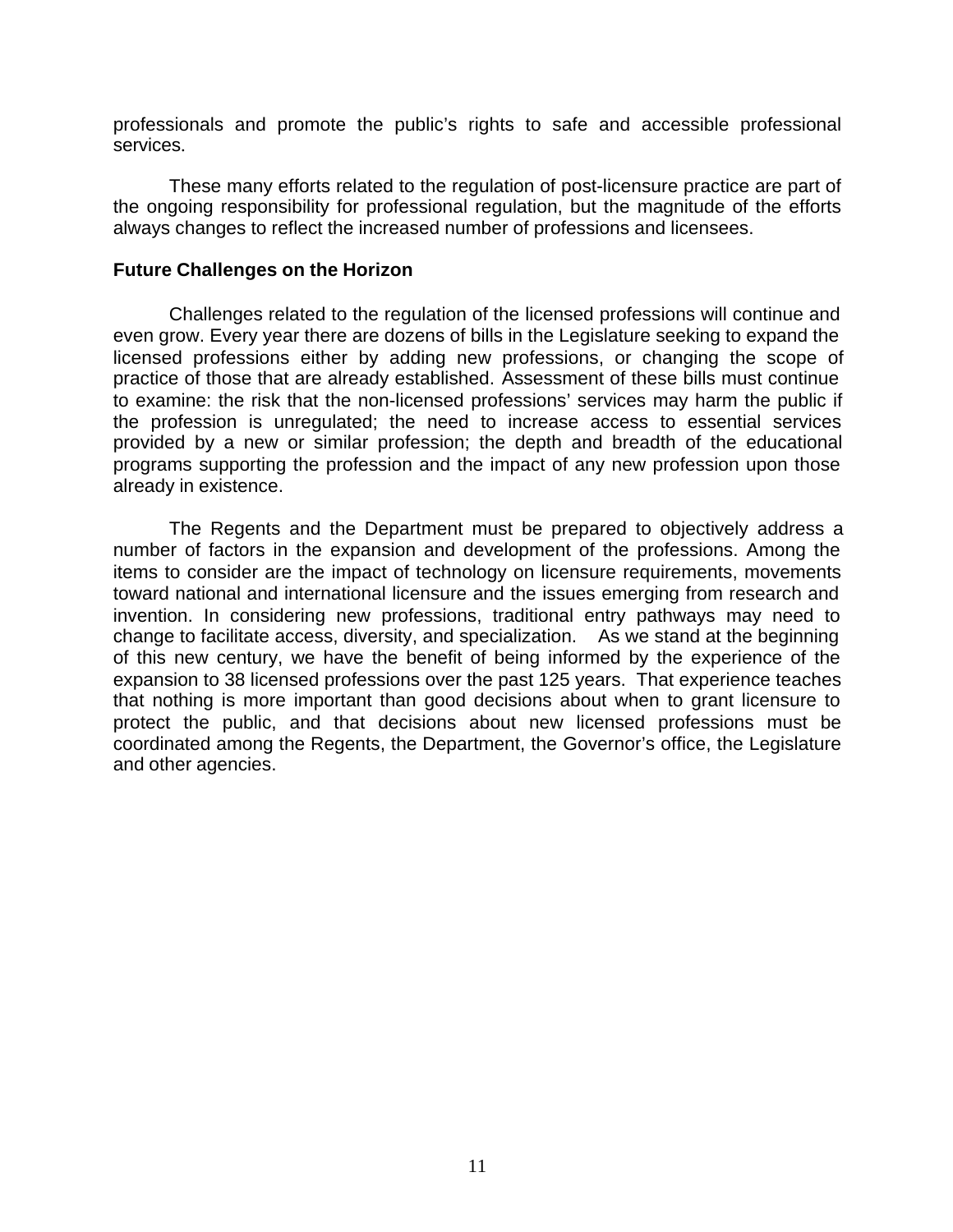professionals and promote the public's rights to safe and accessible professional services.

These many efforts related to the regulation of post-licensure practice are part of the ongoing responsibility for professional regulation, but the magnitude of the efforts always changes to reflect the increased number of professions and licensees.

**Future Challenges on the Horizon**

Challenges related to the regulation of the licensed professions will continue and even grow. Every year there are dozens of bills in the Legislature seeking to expand the licensed professions either by adding new professions, or changing the scope of practice of those that are already established. Assessment of these bills must continue to examine: the risk that the non-licensed professions' services may harm the public if the profession is unregulated; the need to increase access to essential services provided by a new or similar profession; the depth and breadth of the educational programs supporting the profession and the impact of any new profession upon those already in existence.

The Regents and the Department must be prepared to objectively address a number of factors in the expansion and development of the professions. Among the items to consider are the impact of technology on licensure requirements, movements toward national and international licensure and the issues emerging from research and invention. In considering new professions, traditional entry pathways may need to change to facilitate access, diversity, and specialization. As we stand at the beginning of this new century, we have the benefit of being informed by the experience of the expansion to 38 licensed professions over the past 125 years. That experience teaches that nothing is more important than good decisions about when to grant licensure to protect the public, and that decisions about new licensed professions must be coordinated among the Regents, the Department, the Governor's office, the Legislature and other agencies.